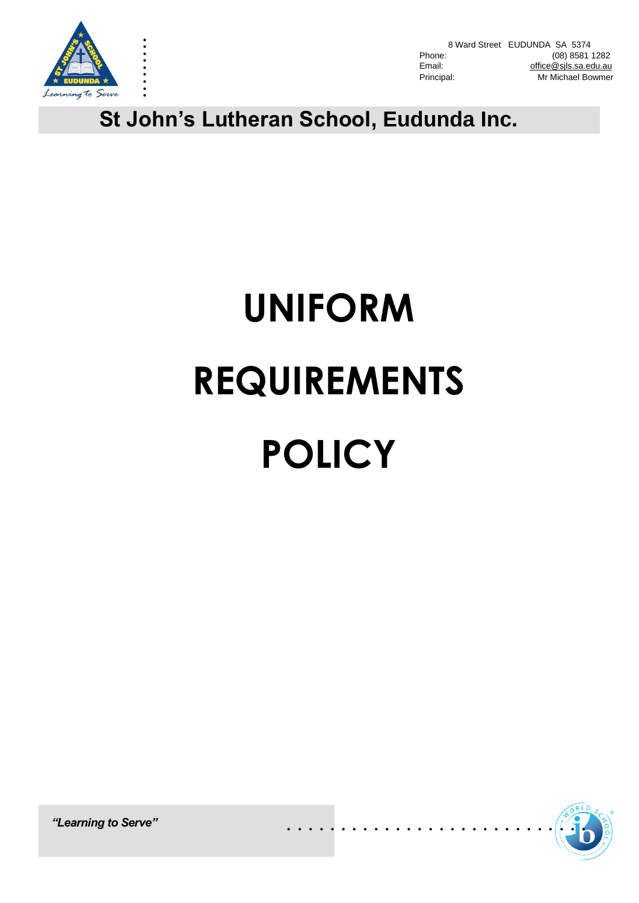8 Ward Street EUDUNDA SA 5374
Phone: (08) 8581 1282
Email: office@sjls.sa.edu.au
Principal: Mr Michael Bowmer

**St John's Lutheran School, Eudunda Inc.**

# UNIFORM REQUIREMENTS POLICY

***"Learning to Serve"***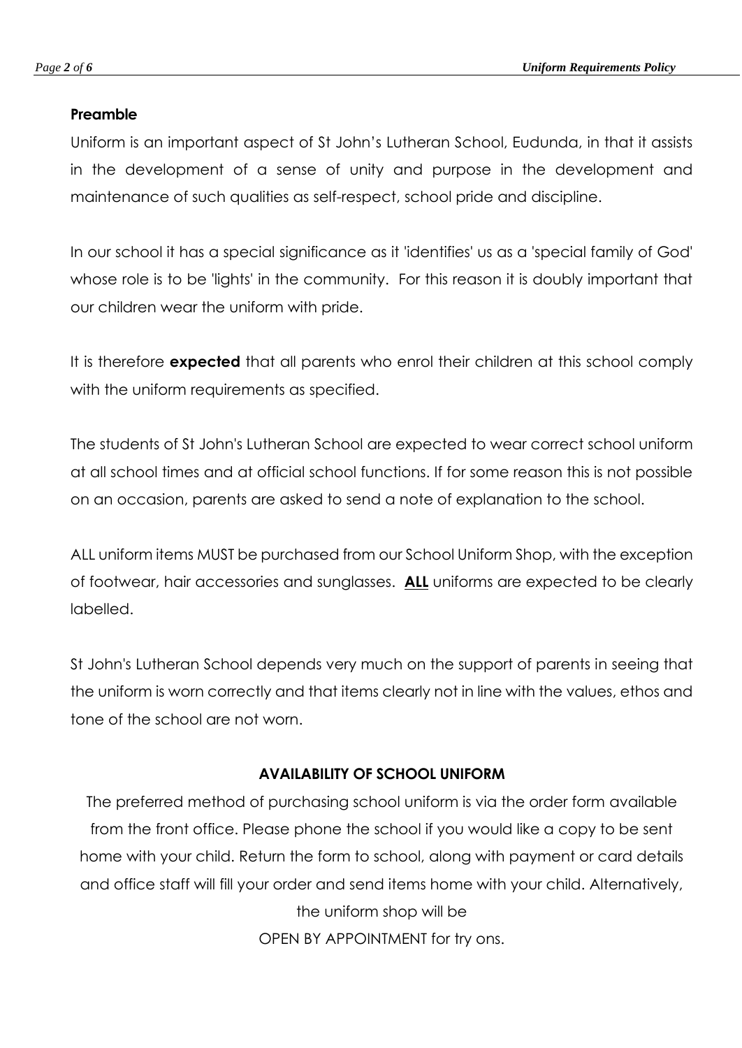**Preamble**

Uniform is an important aspect of St John's Lutheran School, Eudunda, in that it assists in the development of a sense of unity and purpose in the development and maintenance of such qualities as self-respect, school pride and discipline.

In our school it has a special significance as it 'identifies' us as a 'special family of God' whose role is to be 'lights' in the community. For this reason it is doubly important that our children wear the uniform with pride.

It is therefore **expected** that all parents who enrol their children at this school comply with the uniform requirements as specified.

The students of St John's Lutheran School are expected to wear correct school uniform at all school times and at official school functions. If for some reason this is not possible on an occasion, parents are asked to send a note of explanation to the school.

ALL uniform items MUST be purchased from our School Uniform Shop, with the exception of footwear, hair accessories and sunglasses. <u>**ALL**</u> uniforms are expected to be clearly labelled.

St John's Lutheran School depends very much on the support of parents in seeing that the uniform is worn correctly and that items clearly not in line with the values, ethos and tone of the school are not worn.

**AVAILABILITY OF SCHOOL UNIFORM**

The preferred method of purchasing school uniform is via the order form available from the front office. Please phone the school if you would like a copy to be sent home with your child. Return the form to school, along with payment or card details and office staff will fill your order and send items home with your child. Alternatively, the uniform shop will be

OPEN BY APPOINTMENT for try ons.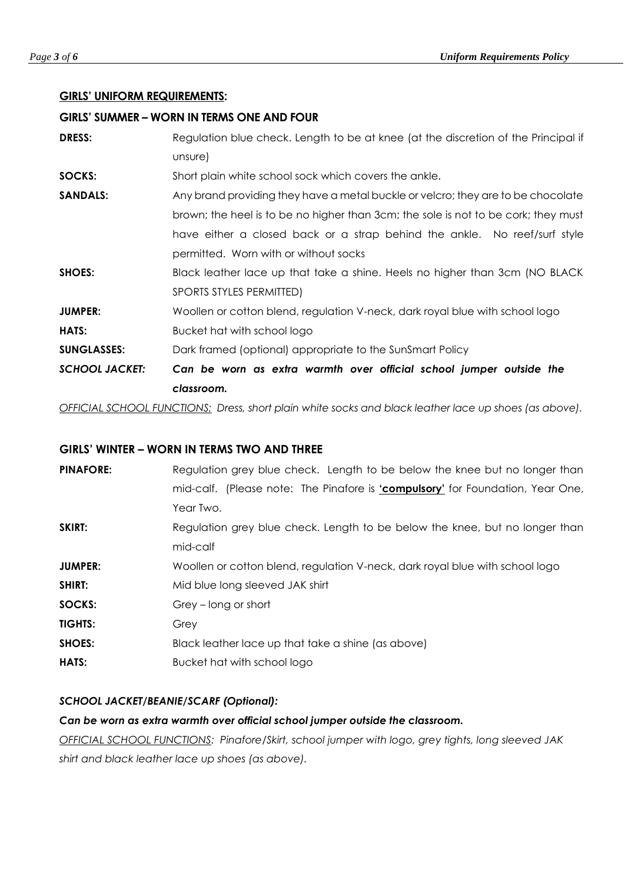## <u>**GIRLS' UNIFORM REQUIREMENTS:**</u>

### GIRLS' SUMMER – WORN IN TERMS ONE AND FOUR

**DRESS:** Regulation blue check. Length to be at knee (at the discretion of the Principal if unsure)

**SOCKS:** Short plain white school sock which covers the ankle.

**SANDALS:** Any brand providing they have a metal buckle or velcro; they are to be chocolate brown; the heel is to be no higher than 3cm; the sole is not to be cork; they must have either a closed back or a strap behind the ankle. No reef/surf style permitted. Worn with or without socks

**SHOES:** Black leather lace up that take a shine. Heels no higher than 3cm (NO BLACK SPORTS STYLES PERMITTED)

**JUMPER:** Woollen or cotton blend, regulation V-neck, dark royal blue with school logo

**HATS:** Bucket hat with school logo

**SUNGLASSES:** Dark framed (optional) appropriate to the SunSmart Policy

***SCHOOL JACKET:*** ***Can be worn as extra warmth over official school jumper outside the classroom.***

*<u>OFFICIAL SCHOOL FUNCTIONS:</u> Dress, short plain white socks and black leather lace up shoes (as above).*

### GIRLS' WINTER – WORN IN TERMS TWO AND THREE

**PINAFORE:** Regulation grey blue check. Length to be below the knee but no longer than mid-calf. (Please note: The Pinafore is **<u>'compulsory'</u>** for Foundation, Year One, Year Two.

**SKIRT:** Regulation grey blue check. Length to be below the knee, but no longer than mid-calf

**JUMPER:** Woollen or cotton blend, regulation V-neck, dark royal blue with school logo

**SHIRT:** Mid blue long sleeved JAK shirt

**SOCKS:** Grey – long or short

**TIGHTS:** Grey

**SHOES:** Black leather lace up that take a shine (as above)

**HATS:** Bucket hat with school logo

***SCHOOL JACKET/BEANIE/SCARF (Optional):***

***Can be worn as extra warmth over official school jumper outside the classroom.***

*<u>OFFICIAL SCHOOL FUNCTIONS</u>: Pinafore/Skirt, school jumper with logo, grey tights, long sleeved JAK shirt and black leather lace up shoes (as above).*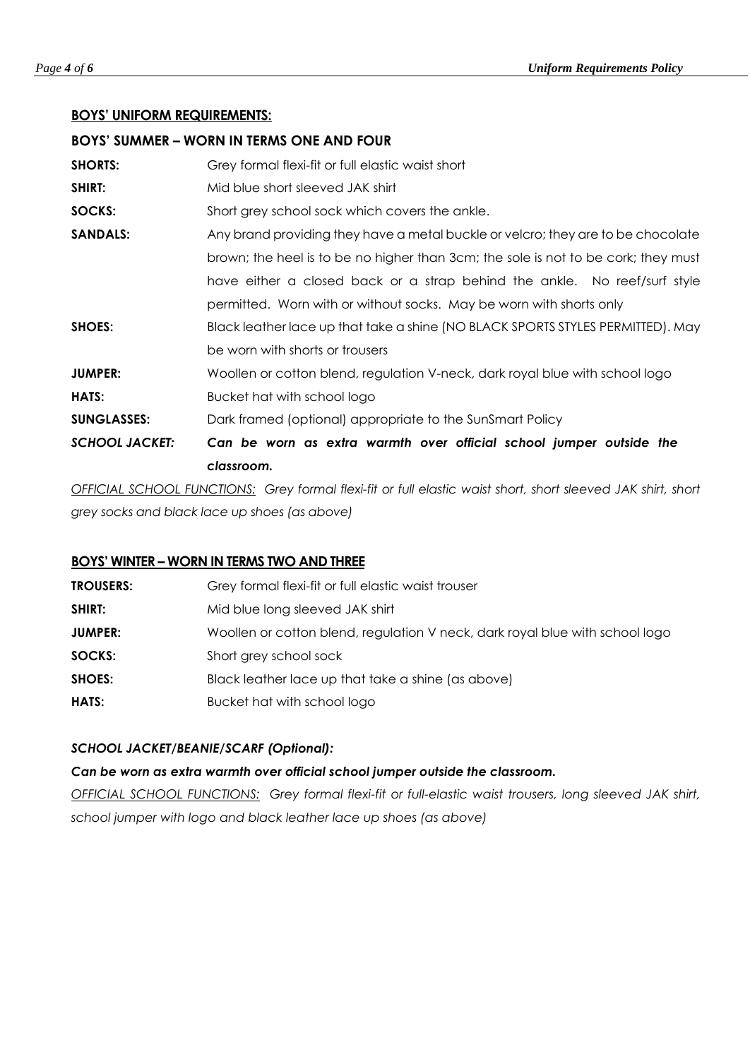## BOYS' UNIFORM REQUIREMENTS:

### BOYS' SUMMER – WORN IN TERMS ONE AND FOUR

| | |
|---|---|
| **SHORTS:** | Grey formal flexi-fit or full elastic waist short |
| **SHIRT:** | Mid blue short sleeved JAK shirt |
| **SOCKS:** | Short grey school sock which covers the ankle. |
| **SANDALS:** | Any brand providing they have a metal buckle or velcro; they are to be chocolate brown; the heel is to be no higher than 3cm; the sole is not to be cork; they must have either a closed back or a strap behind the ankle. No reef/surf style permitted. Worn with or without socks. May be worn with shorts only |
| **SHOES:** | Black leather lace up that take a shine (NO BLACK SPORTS STYLES PERMITTED). May be worn with shorts or trousers |
| **JUMPER:** | Woollen or cotton blend, regulation V-neck, dark royal blue with school logo |
| **HATS:** | Bucket hat with school logo |
| **SUNGLASSES:** | Dark framed (optional) appropriate to the SunSmart Policy |
| ***SCHOOL JACKET:*** | ***Can be worn as extra warmth over official school jumper outside the classroom.*** |

*OFFICIAL SCHOOL FUNCTIONS: Grey formal flexi-fit or full elastic waist short, short sleeved JAK shirt, short grey socks and black lace up shoes (as above)*

### BOYS' WINTER – WORN IN TERMS TWO AND THREE

| | |
|---|---|
| **TROUSERS:** | Grey formal flexi-fit or full elastic waist trouser |
| **SHIRT:** | Mid blue long sleeved JAK shirt |
| **JUMPER:** | Woollen or cotton blend, regulation V neck, dark royal blue with school logo |
| **SOCKS:** | Short grey school sock |
| **SHOES:** | Black leather lace up that take a shine (as above) |
| **HATS:** | Bucket hat with school logo |

***SCHOOL JACKET/BEANIE/SCARF (Optional):***

***Can be worn as extra warmth over official school jumper outside the classroom.***

*OFFICIAL SCHOOL FUNCTIONS: Grey formal flexi-fit or full-elastic waist trousers, long sleeved JAK shirt, school jumper with logo and black leather lace up shoes (as above)*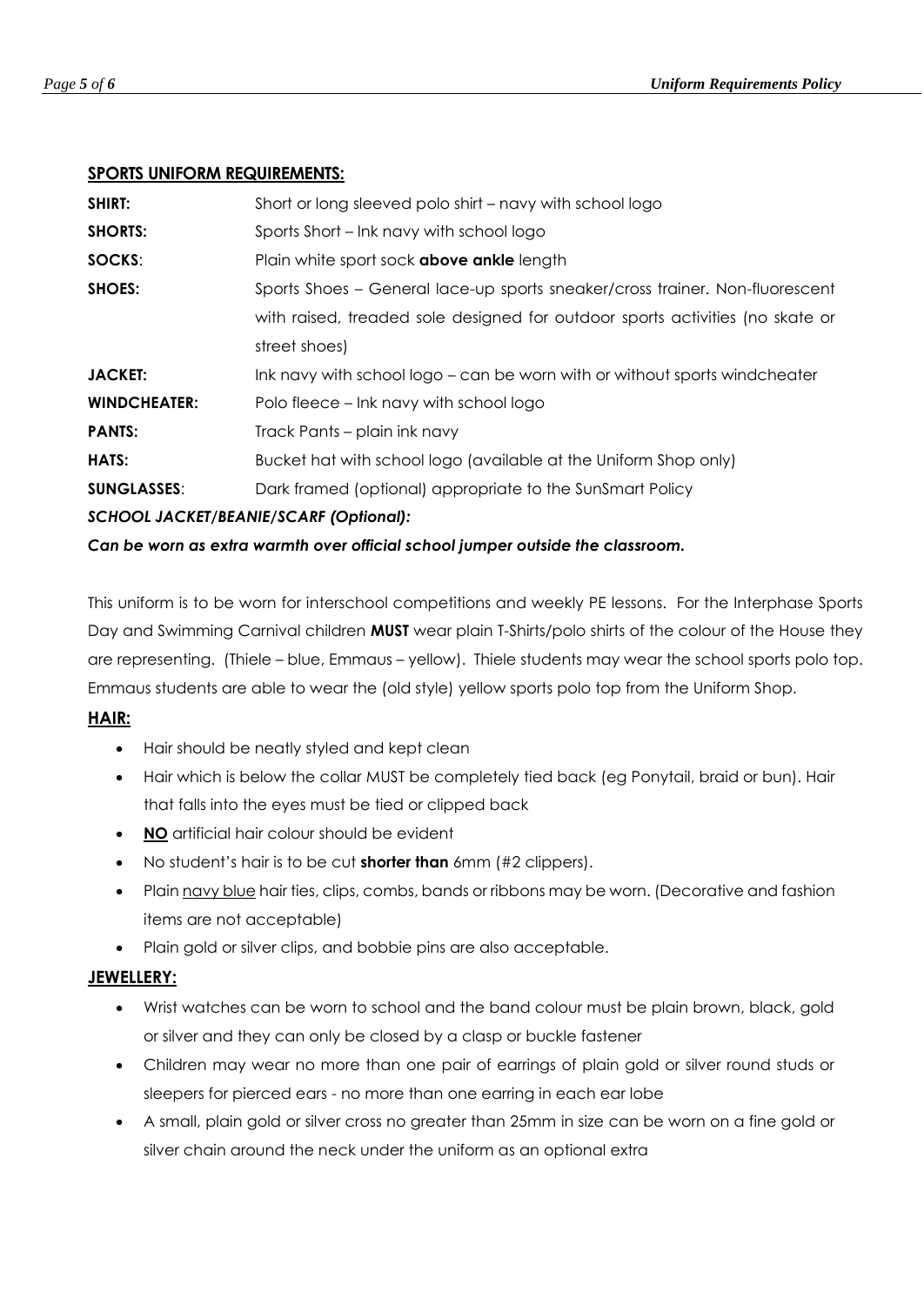## SPORTS UNIFORM REQUIREMENTS:

| | |
|---|---|
| **SHIRT:** | Short or long sleeved polo shirt – navy with school logo |
| **SHORTS:** | Sports Short – Ink navy with school logo |
| **SOCKS**: | Plain white sport sock **above ankle** length |
| **SHOES:** | Sports Shoes – General lace-up sports sneaker/cross trainer. Non-fluorescent with raised, treaded sole designed for outdoor sports activities (no skate or street shoes) |
| **JACKET:** | Ink navy with school logo – can be worn with or without sports windcheater |
| **WINDCHEATER:** | Polo fleece – Ink navy with school logo |
| **PANTS:** | Track Pants – plain ink navy |
| **HATS:** | Bucket hat with school logo (available at the Uniform Shop only) |
| **SUNGLASSES**: | Dark framed (optional) appropriate to the SunSmart Policy |

***SCHOOL JACKET/BEANIE/SCARF (Optional):***

***Can be worn as extra warmth over official school jumper outside the classroom.***

This uniform is to be worn for interschool competitions and weekly PE lessons. For the Interphase Sports Day and Swimming Carnival children **MUST** wear plain T-Shirts/polo shirts of the colour of the House they are representing. (Thiele – blue, Emmaus – yellow). Thiele students may wear the school sports polo top. Emmaus students are able to wear the (old style) yellow sports polo top from the Uniform Shop.

## HAIR:

- Hair should be neatly styled and kept clean
- Hair which is below the collar MUST be completely tied back (eg Ponytail, braid or bun). Hair that falls into the eyes must be tied or clipped back
- **NO** artificial hair colour should be evident
- No student's hair is to be cut **shorter than** 6mm (#2 clippers).
- Plain navy blue hair ties, clips, combs, bands or ribbons may be worn. (Decorative and fashion items are not acceptable)
- Plain gold or silver clips, and bobbie pins are also acceptable.

## JEWELLERY:

- Wrist watches can be worn to school and the band colour must be plain brown, black, gold or silver and they can only be closed by a clasp or buckle fastener
- Children may wear no more than one pair of earrings of plain gold or silver round studs or sleepers for pierced ears - no more than one earring in each ear lobe
- A small, plain gold or silver cross no greater than 25mm in size can be worn on a fine gold or silver chain around the neck under the uniform as an optional extra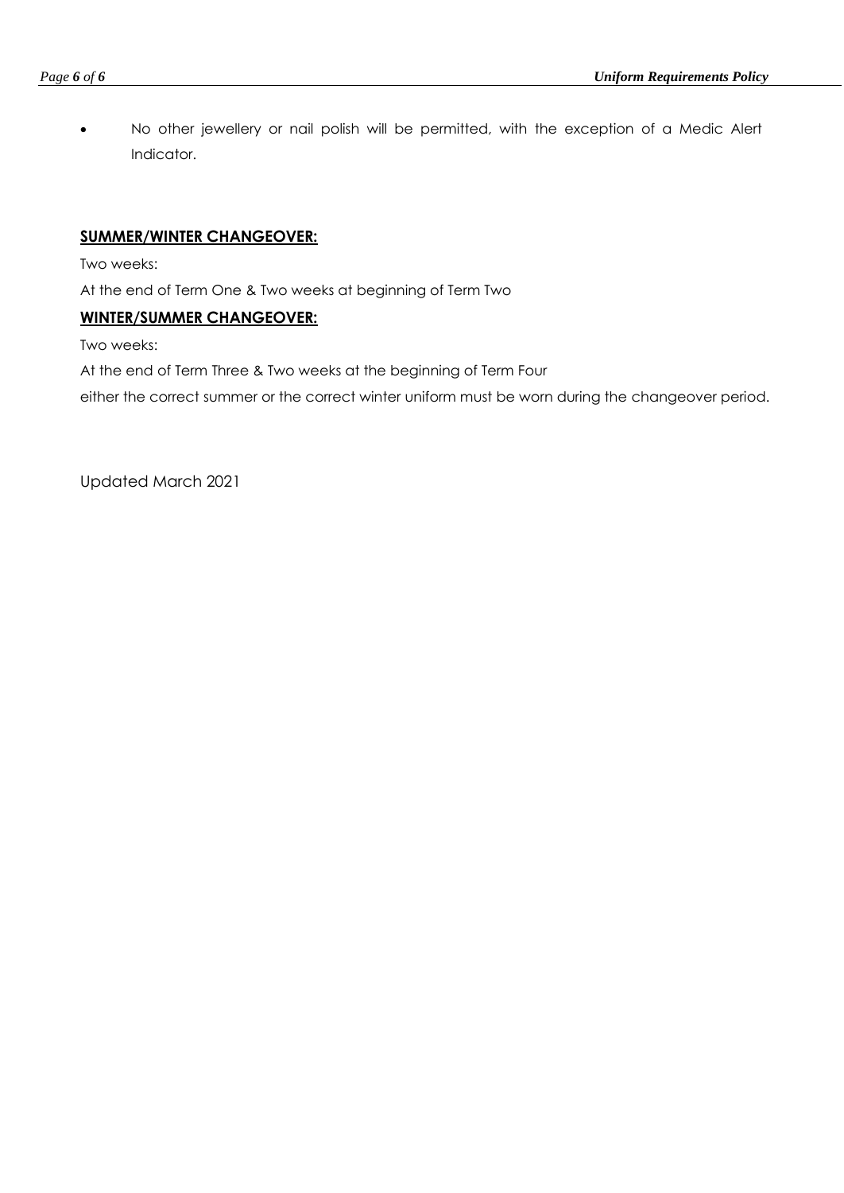- No other jewellery or nail polish will be permitted, with the exception of a Medic Alert Indicator.

**SUMMER/WINTER CHANGEOVER:**

Two weeks:

At the end of Term One & Two weeks at beginning of Term Two

**WINTER/SUMMER CHANGEOVER:**

Two weeks:

At the end of Term Three & Two weeks at the beginning of Term Four

either the correct summer or the correct winter uniform must be worn during the changeover period.

Updated March 2021